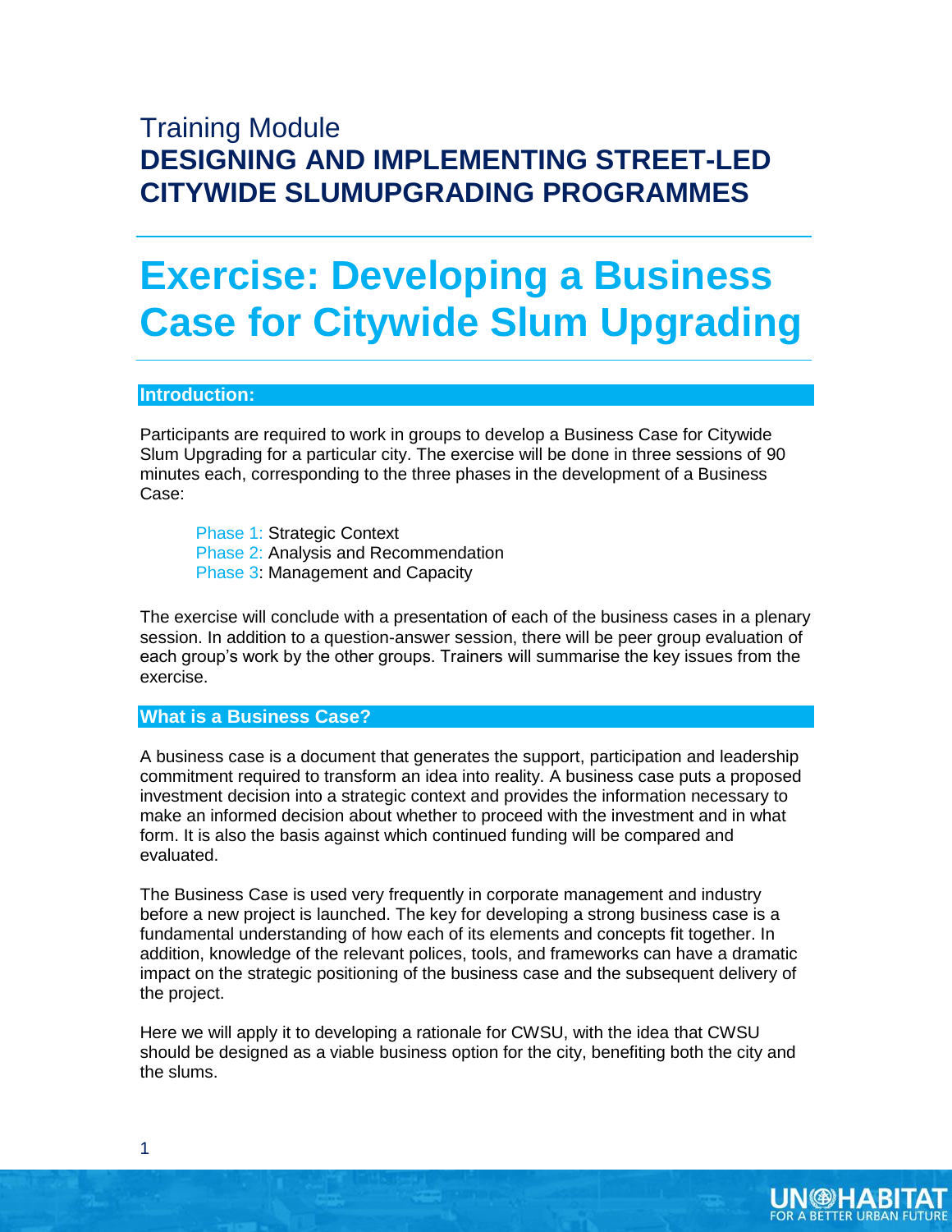Training Module

**DESIGNING AND IMPLEMENTING STREET-LED CITYWIDE SLUMUPGRADING PROGRAMMES**

# Exercise: Developing a Business Case for Citywide Slum Upgrading

## Introduction:

Participants are required to work in groups to develop a Business Case for Citywide Slum Upgrading for a particular city. The exercise will be done in three sessions of 90 minutes each, corresponding to the three phases in the development of a Business Case:

Phase 1: Strategic Context
Phase 2: Analysis and Recommendation
Phase 3: Management and Capacity

The exercise will conclude with a presentation of each of the business cases in a plenary session. In addition to a question-answer session, there will be peer group evaluation of each group's work by the other groups. Trainers will summarise the key issues from the exercise.

## What is a Business Case?

A business case is a document that generates the support, participation and leadership commitment required to transform an idea into reality. A business case puts a proposed investment decision into a strategic context and provides the information necessary to make an informed decision about whether to proceed with the investment and in what form. It is also the basis against which continued funding will be compared and evaluated.

The Business Case is used very frequently in corporate management and industry before a new project is launched. The key for developing a strong business case is a fundamental understanding of how each of its elements and concepts fit together. In addition, knowledge of the relevant polices, tools, and frameworks can have a dramatic impact on the strategic positioning of the business case and the subsequent delivery of the project.

Here we will apply it to developing a rationale for CWSU, with the idea that CWSU should be designed as a viable business option for the city, benefiting both the city and the slums.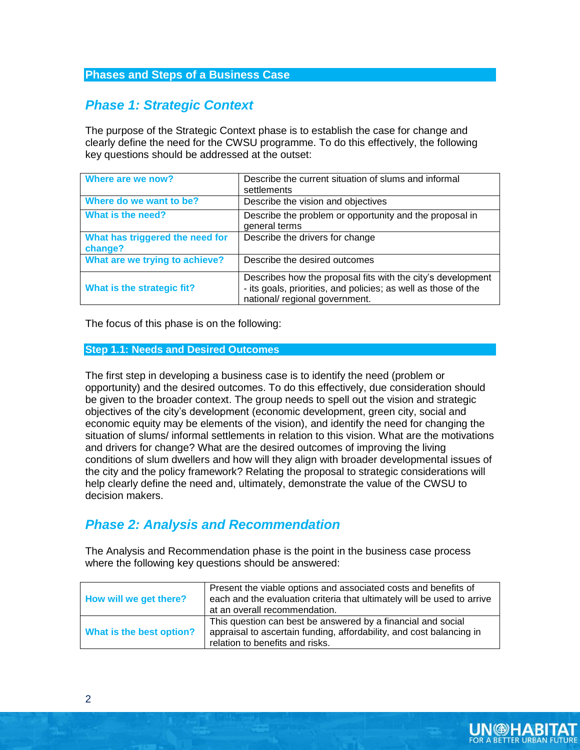## Phases and Steps of a Business Case

### *Phase 1: Strategic Context*

The purpose of the Strategic Context phase is to establish the case for change and clearly define the need for the CWSU programme. To do this effectively, the following key questions should be addressed at the outset:

| | |
|---|---|
| **Where are we now?** | Describe the current situation of slums and informal settlements |
| **Where do we want to be?** | Describe the vision and objectives |
| **What is the need?** | Describe the problem or opportunity and the proposal in general terms |
| **What has triggered the need for change?** | Describe the drivers for change |
| **What are we trying to achieve?** | Describe the desired outcomes |
| **What is the strategic fit?** | Describes how the proposal fits with the city's development - its goals, priorities, and policies; as well as those of the national/ regional government. |

The focus of this phase is on the following:

#### Step 1.1: Needs and Desired Outcomes

The first step in developing a business case is to identify the need (problem or opportunity) and the desired outcomes. To do this effectively, due consideration should be given to the broader context. The group needs to spell out the vision and strategic objectives of the city's development (economic development, green city, social and economic equity may be elements of the vision), and identify the need for changing the situation of slums/ informal settlements in relation to this vision. What are the motivations and drivers for change? What are the desired outcomes of improving the living conditions of slum dwellers and how will they align with broader developmental issues of the city and the policy framework? Relating the proposal to strategic considerations will help clearly define the need and, ultimately, demonstrate the value of the CWSU to decision makers.

### *Phase 2: Analysis and Recommendation*

The Analysis and Recommendation phase is the point in the business case process where the following key questions should be answered:

| | |
|---|---|
| **How will we get there?** | Present the viable options and associated costs and benefits of each and the evaluation criteria that ultimately will be used to arrive at an overall recommendation. |
| **What is the best option?** | This question can best be answered by a financial and social appraisal to ascertain funding, affordability, and cost balancing in relation to benefits and risks. |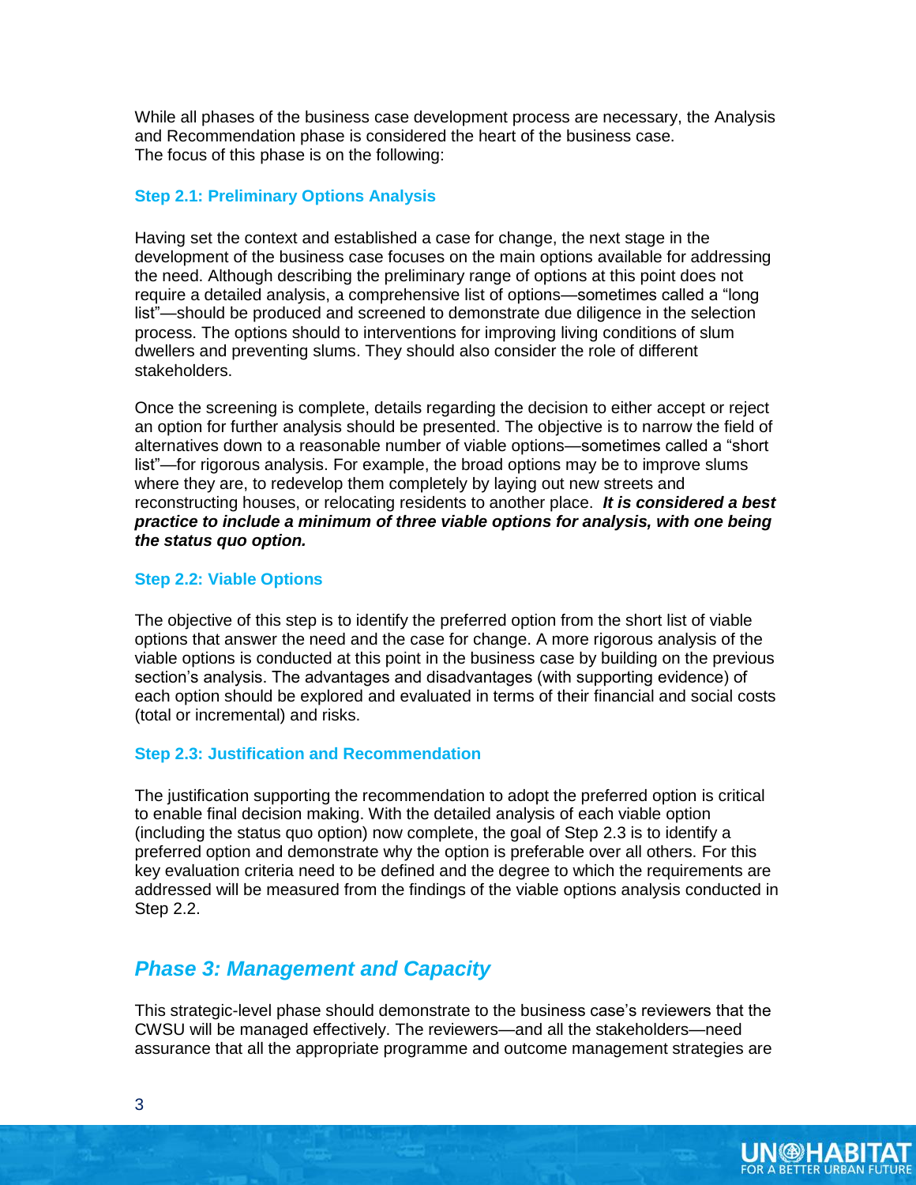While all phases of the business case development process are necessary, the Analysis and Recommendation phase is considered the heart of the business case.
The focus of this phase is on the following:

### Step 2.1: Preliminary Options Analysis

Having set the context and established a case for change, the next stage in the development of the business case focuses on the main options available for addressing the need. Although describing the preliminary range of options at this point does not require a detailed analysis, a comprehensive list of options—sometimes called a "long list"—should be produced and screened to demonstrate due diligence in the selection process. The options should to interventions for improving living conditions of slum dwellers and preventing slums. They should also consider the role of different stakeholders.

Once the screening is complete, details regarding the decision to either accept or reject an option for further analysis should be presented. The objective is to narrow the field of alternatives down to a reasonable number of viable options—sometimes called a "short list"—for rigorous analysis. For example, the broad options may be to improve slums where they are, to redevelop them completely by laying out new streets and reconstructing houses, or relocating residents to another place. ***It is considered a best practice to include a minimum of three viable options for analysis, with one being the status quo option.***

### Step 2.2: Viable Options

The objective of this step is to identify the preferred option from the short list of viable options that answer the need and the case for change. A more rigorous analysis of the viable options is conducted at this point in the business case by building on the previous section's analysis. The advantages and disadvantages (with supporting evidence) of each option should be explored and evaluated in terms of their financial and social costs (total or incremental) and risks.

### Step 2.3: Justification and Recommendation

The justification supporting the recommendation to adopt the preferred option is critical to enable final decision making. With the detailed analysis of each viable option (including the status quo option) now complete, the goal of Step 2.3 is to identify a preferred option and demonstrate why the option is preferable over all others. For this key evaluation criteria need to be defined and the degree to which the requirements are addressed will be measured from the findings of the viable options analysis conducted in Step 2.2.

## *Phase 3: Management and Capacity*

This strategic-level phase should demonstrate to the business case's reviewers that the CWSU will be managed effectively. The reviewers—and all the stakeholders—need assurance that all the appropriate programme and outcome management strategies are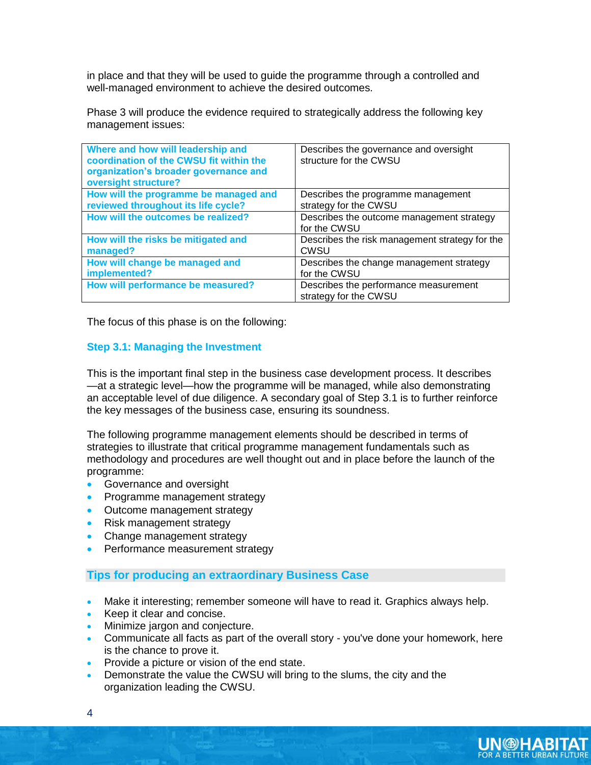in place and that they will be used to guide the programme through a controlled and well-managed environment to achieve the desired outcomes.

Phase 3 will produce the evidence required to strategically address the following key management issues:

| | |
|---|---|
| **Where and how will leadership and coordination of the CWSU fit within the organization's broader governance and oversight structure?** | Describes the governance and oversight structure for the CWSU |
| **How will the programme be managed and reviewed throughout its life cycle?** | Describes the programme management strategy for the CWSU |
| **How will the outcomes be realized?** | Describes the outcome management strategy for the CWSU |
| **How will the risks be mitigated and managed?** | Describes the risk management strategy for the CWSU |
| **How will change be managed and implemented?** | Describes the change management strategy for the CWSU |
| **How will performance be measured?** | Describes the performance measurement strategy for the CWSU |

The focus of this phase is on the following:

### Step 3.1: Managing the Investment

This is the important final step in the business case development process. It describes —at a strategic level—how the programme will be managed, while also demonstrating an acceptable level of due diligence. A secondary goal of Step 3.1 is to further reinforce the key messages of the business case, ensuring its soundness.

The following programme management elements should be described in terms of strategies to illustrate that critical programme management fundamentals such as methodology and procedures are well thought out and in place before the launch of the programme:

- Governance and oversight
- Programme management strategy
- Outcome management strategy
- Risk management strategy
- Change management strategy
- Performance measurement strategy

### Tips for producing an extraordinary Business Case

- Make it interesting; remember someone will have to read it. Graphics always help.
- Keep it clear and concise.
- Minimize jargon and conjecture.
- Communicate all facts as part of the overall story - you've done your homework, here is the chance to prove it.
- Provide a picture or vision of the end state.
- Demonstrate the value the CWSU will bring to the slums, the city and the organization leading the CWSU.